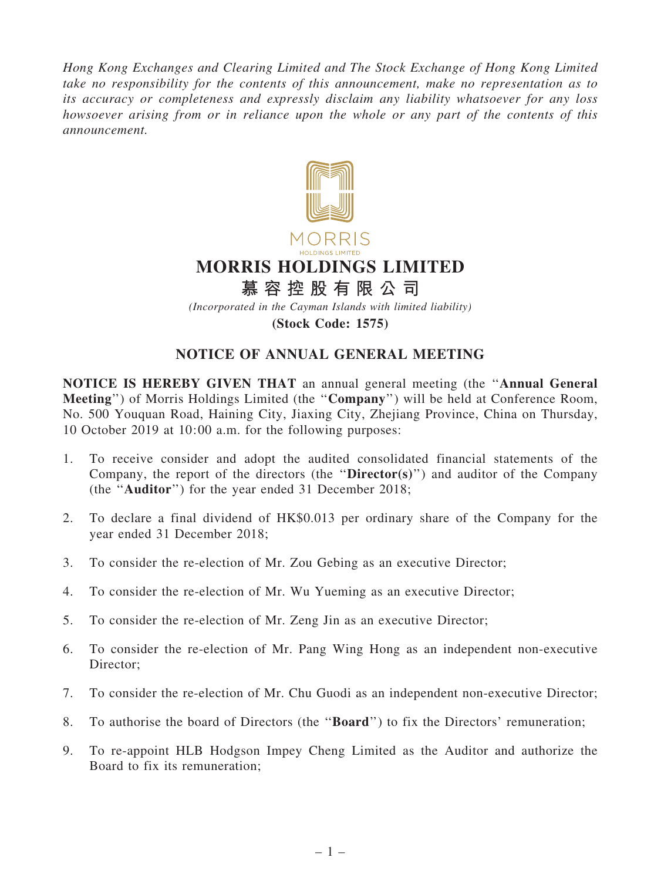*Hong Kong Exchanges and Clearing Limited and The Stock Exchange of Hong Kong Limited take no responsibility for the contents of this announcement, make no representation as to its accuracy or completeness and expressly disclaim any liability whatsoever for any loss howsoever arising from or in reliance upon the whole or any part of the contents of this announcement.*

MORRIS
HOLDINGS LIMITED

# MORRIS HOLDINGS LIMITED

# 慕容控股有限公司

*(Incorporated in the Cayman Islands with limited liability)*

**(Stock Code: 1575)**

## NOTICE OF ANNUAL GENERAL MEETING

**NOTICE IS HEREBY GIVEN THAT** an annual general meeting (the "**Annual General Meeting**") of Morris Holdings Limited (the "**Company**") will be held at Conference Room, No. 500 Youquan Road, Haining City, Jiaxing City, Zhejiang Province, China on Thursday, 10 October 2019 at 10:00 a.m. for the following purposes:

1. To receive consider and adopt the audited consolidated financial statements of the Company, the report of the directors (the "**Director(s)**") and auditor of the Company (the "**Auditor**") for the year ended 31 December 2018;

2. To declare a final dividend of HK$0.013 per ordinary share of the Company for the year ended 31 December 2018;

3. To consider the re-election of Mr. Zou Gebing as an executive Director;

4. To consider the re-election of Mr. Wu Yueming as an executive Director;

5. To consider the re-election of Mr. Zeng Jin as an executive Director;

6. To consider the re-election of Mr. Pang Wing Hong as an independent non-executive Director;

7. To consider the re-election of Mr. Chu Guodi as an independent non-executive Director;

8. To authorise the board of Directors (the "**Board**") to fix the Directors' remuneration;

9. To re-appoint HLB Hodgson Impey Cheng Limited as the Auditor and authorize the Board to fix its remuneration;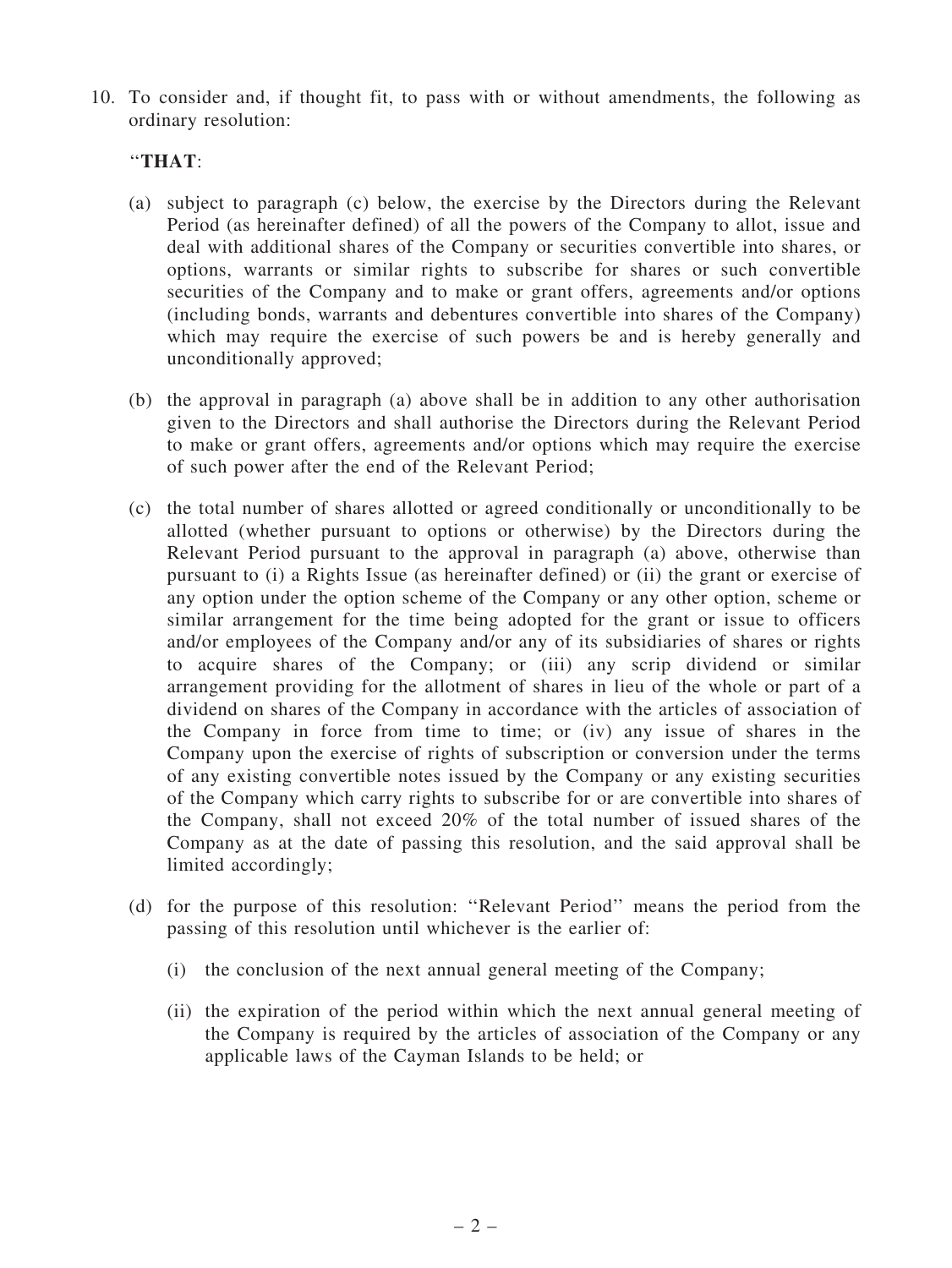10. To consider and, if thought fit, to pass with or without amendments, the following as ordinary resolution:

    ''**THAT**:

    (a) subject to paragraph (c) below, the exercise by the Directors during the Relevant Period (as hereinafter defined) of all the powers of the Company to allot, issue and deal with additional shares of the Company or securities convertible into shares, or options, warrants or similar rights to subscribe for shares or such convertible securities of the Company and to make or grant offers, agreements and/or options (including bonds, warrants and debentures convertible into shares of the Company) which may require the exercise of such powers be and is hereby generally and unconditionally approved;

    (b) the approval in paragraph (a) above shall be in addition to any other authorisation given to the Directors and shall authorise the Directors during the Relevant Period to make or grant offers, agreements and/or options which may require the exercise of such power after the end of the Relevant Period;

    (c) the total number of shares allotted or agreed conditionally or unconditionally to be allotted (whether pursuant to options or otherwise) by the Directors during the Relevant Period pursuant to the approval in paragraph (a) above, otherwise than pursuant to (i) a Rights Issue (as hereinafter defined) or (ii) the grant or exercise of any option under the option scheme of the Company or any other option, scheme or similar arrangement for the time being adopted for the grant or issue to officers and/or employees of the Company and/or any of its subsidiaries of shares or rights to acquire shares of the Company; or (iii) any scrip dividend or similar arrangement providing for the allotment of shares in lieu of the whole or part of a dividend on shares of the Company in accordance with the articles of association of the Company in force from time to time; or (iv) any issue of shares in the Company upon the exercise of rights of subscription or conversion under the terms of any existing convertible notes issued by the Company or any existing securities of the Company which carry rights to subscribe for or are convertible into shares of the Company, shall not exceed 20% of the total number of issued shares of the Company as at the date of passing this resolution, and the said approval shall be limited accordingly;

    (d) for the purpose of this resolution: ''Relevant Period'' means the period from the passing of this resolution until whichever is the earlier of:

        (i) the conclusion of the next annual general meeting of the Company;

        (ii) the expiration of the period within which the next annual general meeting of the Company is required by the articles of association of the Company or any applicable laws of the Cayman Islands to be held; or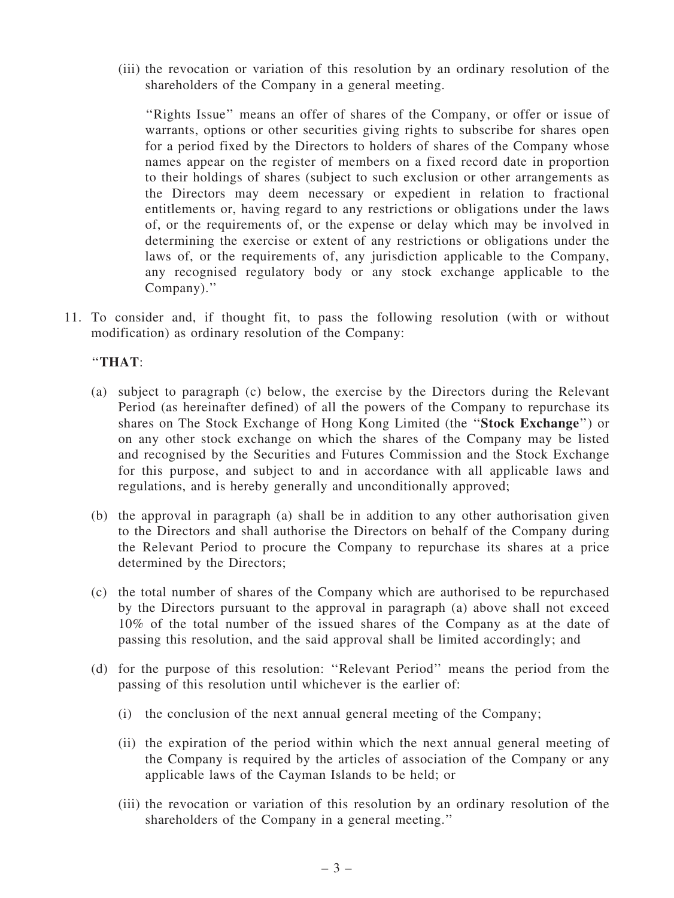(iii) the revocation or variation of this resolution by an ordinary resolution of the shareholders of the Company in a general meeting.

"Rights Issue" means an offer of shares of the Company, or offer or issue of warrants, options or other securities giving rights to subscribe for shares open for a period fixed by the Directors to holders of shares of the Company whose names appear on the register of members on a fixed record date in proportion to their holdings of shares (subject to such exclusion or other arrangements as the Directors may deem necessary or expedient in relation to fractional entitlements or, having regard to any restrictions or obligations under the laws of, or the requirements of, or the expense or delay which may be involved in determining the exercise or extent of any restrictions or obligations under the laws of, or the requirements of, any jurisdiction applicable to the Company, any recognised regulatory body or any stock exchange applicable to the Company)."

11. To consider and, if thought fit, to pass the following resolution (with or without modification) as ordinary resolution of the Company:

"**THAT**:

(a) subject to paragraph (c) below, the exercise by the Directors during the Relevant Period (as hereinafter defined) of all the powers of the Company to repurchase its shares on The Stock Exchange of Hong Kong Limited (the "**Stock Exchange**") or on any other stock exchange on which the shares of the Company may be listed and recognised by the Securities and Futures Commission and the Stock Exchange for this purpose, and subject to and in accordance with all applicable laws and regulations, and is hereby generally and unconditionally approved;

(b) the approval in paragraph (a) shall be in addition to any other authorisation given to the Directors and shall authorise the Directors on behalf of the Company during the Relevant Period to procure the Company to repurchase its shares at a price determined by the Directors;

(c) the total number of shares of the Company which are authorised to be repurchased by the Directors pursuant to the approval in paragraph (a) above shall not exceed 10% of the total number of the issued shares of the Company as at the date of passing this resolution, and the said approval shall be limited accordingly; and

(d) for the purpose of this resolution: "Relevant Period" means the period from the passing of this resolution until whichever is the earlier of:

(i) the conclusion of the next annual general meeting of the Company;

(ii) the expiration of the period within which the next annual general meeting of the Company is required by the articles of association of the Company or any applicable laws of the Cayman Islands to be held; or

(iii) the revocation or variation of this resolution by an ordinary resolution of the shareholders of the Company in a general meeting."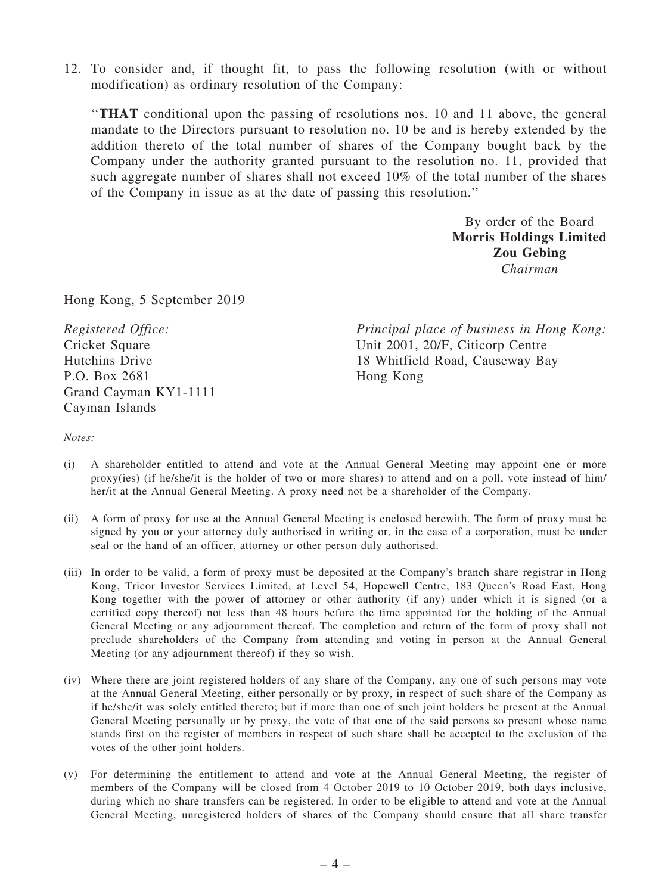12. To consider and, if thought fit, to pass the following resolution (with or without modification) as ordinary resolution of the Company:

    "**THAT** conditional upon the passing of resolutions nos. 10 and 11 above, the general mandate to the Directors pursuant to resolution no. 10 be and is hereby extended by the addition thereto of the total number of shares of the Company bought back by the Company under the authority granted pursuant to the resolution no. 11, provided that such aggregate number of shares shall not exceed 10% of the total number of the shares of the Company in issue as at the date of passing this resolution."

By order of the Board
**Morris Holdings Limited**
**Zou Gebing**
*Chairman*

Hong Kong, 5 September 2019

*Registered Office:*
Cricket Square
Hutchins Drive
P.O. Box 2681
Grand Cayman KY1-1111
Cayman Islands

*Principal place of business in Hong Kong:*
Unit 2001, 20/F, Citicorp Centre
18 Whitfield Road, Causeway Bay
Hong Kong

*Notes:*

(i) A shareholder entitled to attend and vote at the Annual General Meeting may appoint one or more proxy(ies) (if he/she/it is the holder of two or more shares) to attend and on a poll, vote instead of him/her/it at the Annual General Meeting. A proxy need not be a shareholder of the Company.

(ii) A form of proxy for use at the Annual General Meeting is enclosed herewith. The form of proxy must be signed by you or your attorney duly authorised in writing or, in the case of a corporation, must be under seal or the hand of an officer, attorney or other person duly authorised.

(iii) In order to be valid, a form of proxy must be deposited at the Company's branch share registrar in Hong Kong, Tricor Investor Services Limited, at Level 54, Hopewell Centre, 183 Queen's Road East, Hong Kong together with the power of attorney or other authority (if any) under which it is signed (or a certified copy thereof) not less than 48 hours before the time appointed for the holding of the Annual General Meeting or any adjournment thereof. The completion and return of the form of proxy shall not preclude shareholders of the Company from attending and voting in person at the Annual General Meeting (or any adjournment thereof) if they so wish.

(iv) Where there are joint registered holders of any share of the Company, any one of such persons may vote at the Annual General Meeting, either personally or by proxy, in respect of such share of the Company as if he/she/it was solely entitled thereto; but if more than one of such joint holders be present at the Annual General Meeting personally or by proxy, the vote of that one of the said persons so present whose name stands first on the register of members in respect of such share shall be accepted to the exclusion of the votes of the other joint holders.

(v) For determining the entitlement to attend and vote at the Annual General Meeting, the register of members of the Company will be closed from 4 October 2019 to 10 October 2019, both days inclusive, during which no share transfers can be registered. In order to be eligible to attend and vote at the Annual General Meeting, unregistered holders of shares of the Company should ensure that all share transfer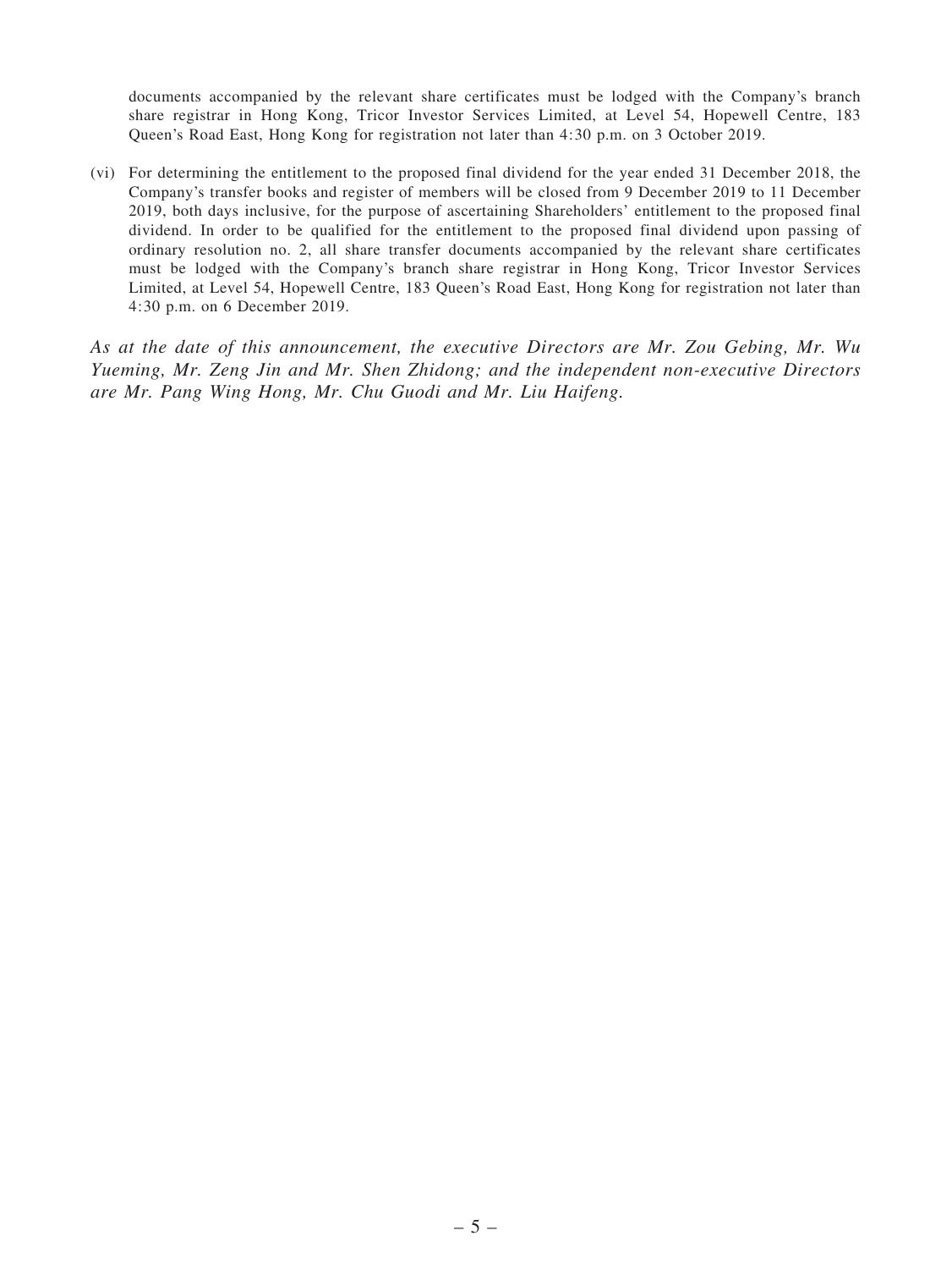documents accompanied by the relevant share certificates must be lodged with the Company's branch share registrar in Hong Kong, Tricor Investor Services Limited, at Level 54, Hopewell Centre, 183 Queen's Road East, Hong Kong for registration not later than 4:30 p.m. on 3 October 2019.

(vi) For determining the entitlement to the proposed final dividend for the year ended 31 December 2018, the Company's transfer books and register of members will be closed from 9 December 2019 to 11 December 2019, both days inclusive, for the purpose of ascertaining Shareholders' entitlement to the proposed final dividend. In order to be qualified for the entitlement to the proposed final dividend upon passing of ordinary resolution no. 2, all share transfer documents accompanied by the relevant share certificates must be lodged with the Company's branch share registrar in Hong Kong, Tricor Investor Services Limited, at Level 54, Hopewell Centre, 183 Queen's Road East, Hong Kong for registration not later than 4:30 p.m. on 6 December 2019.

*As at the date of this announcement, the executive Directors are Mr. Zou Gebing, Mr. Wu Yueming, Mr. Zeng Jin and Mr. Shen Zhidong; and the independent non-executive Directors are Mr. Pang Wing Hong, Mr. Chu Guodi and Mr. Liu Haifeng.*